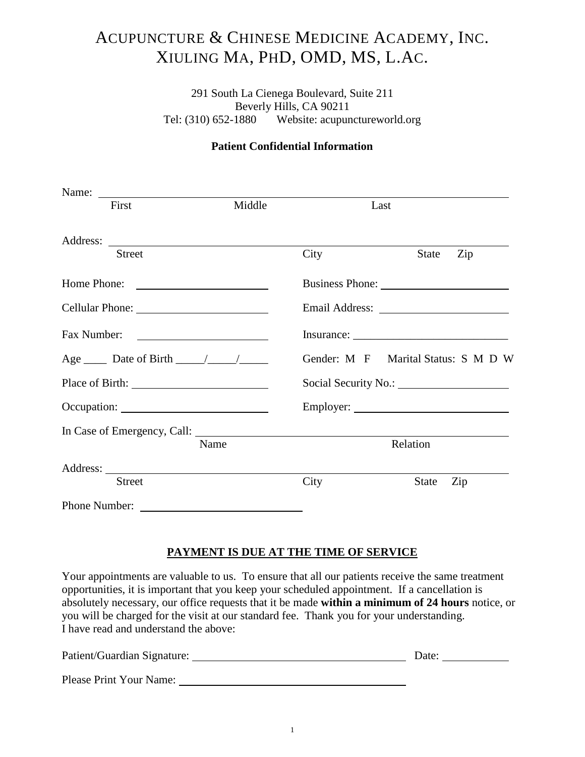# ACUPUNCTURE & CHINESE MEDICINE ACADEMY, INC.
# XIULING MA, PHD, OMD, MS, L.AC.

291 South La Cienega Boulevard, Suite 211
Beverly Hills, CA 90211
Tel: (310) 652-1880 Website: acupunctureworld.org

**Patient Confidential Information**

Name: ______________________________________________________________
First Middle Last

Address: ____________________________________________________________
Street City State Zip

Home Phone: ____________________ Business Phone: ____________________

Cellular Phone: ____________________ Email Address: ____________________

Fax Number: ____________________ Insurance: ____________________

Age ____ Date of Birth _____/_____/_____ Gender: M F Marital Status: S M D W

Place of Birth: ____________________ Social Security No.: ____________________

Occupation: ____________________ Employer: ____________________

In Case of Emergency, Call: ____________________________________________
Name Relation

Address: ____________________________________________________________
Street City State Zip

Phone Number: ________________________

**<u>PAYMENT IS DUE AT THE TIME OF SERVICE</u>**

Your appointments are valuable to us. To ensure that all our patients receive the same treatment opportunities, it is important that you keep your scheduled appointment. If a cancellation is absolutely necessary, our office requests that it be made **within a minimum of 24 hours** notice, or you will be charged for the visit at our standard fee. Thank you for your understanding.
I have read and understand the above:

Patient/Guardian Signature: ______________________________ Date: __________

Please Print Your Name: ______________________________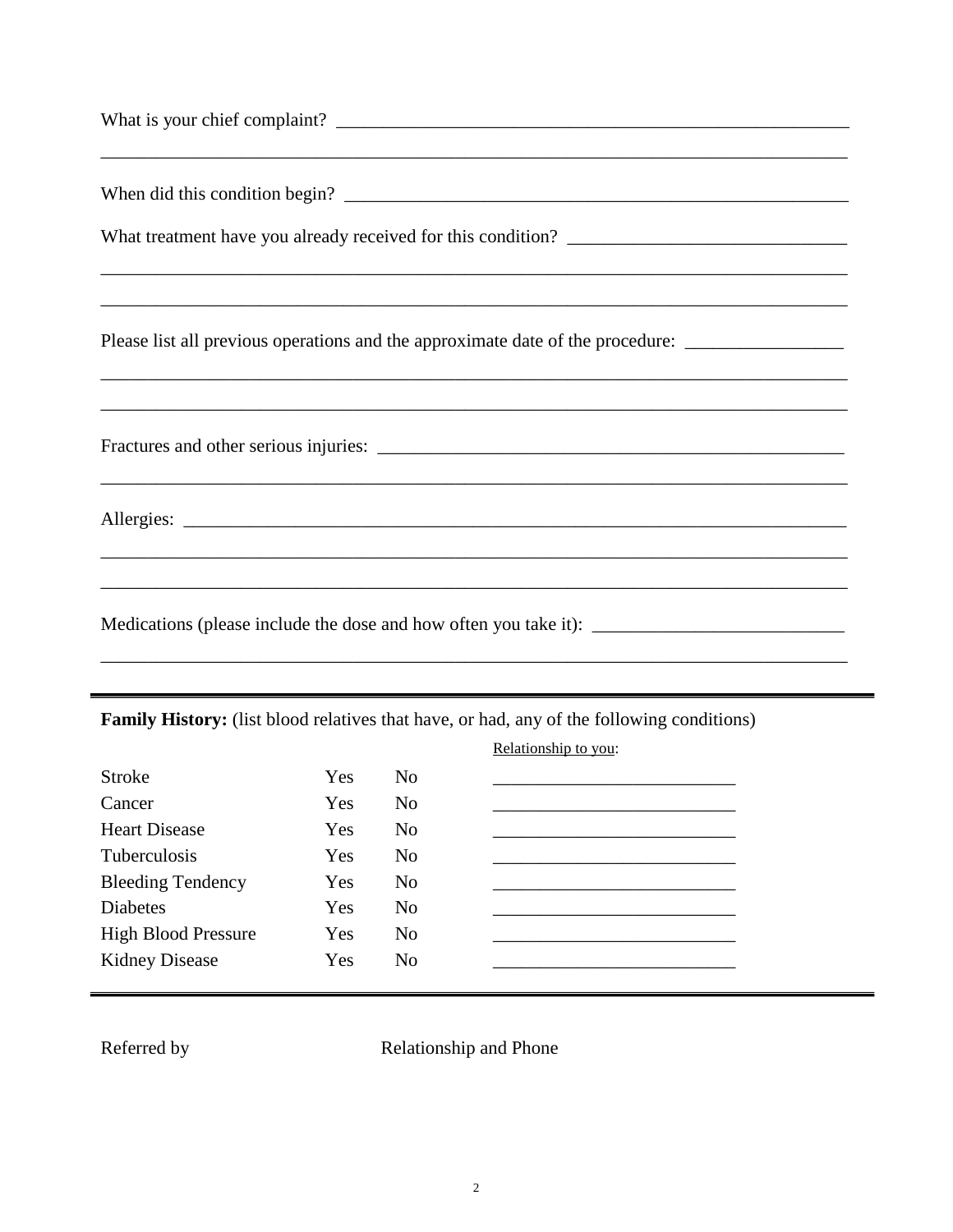What is your chief complaint? ___________________________________________________________

_________________________________________________________________________________

When did this condition begin? __________________________________________________________

What treatment have you already received for this condition? _______________________________

_________________________________________________________________________________

_________________________________________________________________________________

Please list all previous operations and the approximate date of the procedure: _________________

_________________________________________________________________________________

_________________________________________________________________________________

Fractures and other serious injuries: _____________________________________________________

_________________________________________________________________________________

Allergies: _________________________________________________________________________

_________________________________________________________________________________

_________________________________________________________________________________

Medications (please include the dose and how often you take it): ___________________________

_________________________________________________________________________________

---

**Family History:** (list blood relatives that have, or had, any of the following conditions)

| | | | Relationship to you: |
|---|---|---|---|
| Stroke | Yes | No | ___________________________ |
| Cancer | Yes | No | ___________________________ |
| Heart Disease | Yes | No | ___________________________ |
| Tuberculosis | Yes | No | ___________________________ |
| Bleeding Tendency | Yes | No | ___________________________ |
| Diabetes | Yes | No | ___________________________ |
| High Blood Pressure | Yes | No | ___________________________ |
| Kidney Disease | Yes | No | ___________________________ |

---

Referred by Relationship and Phone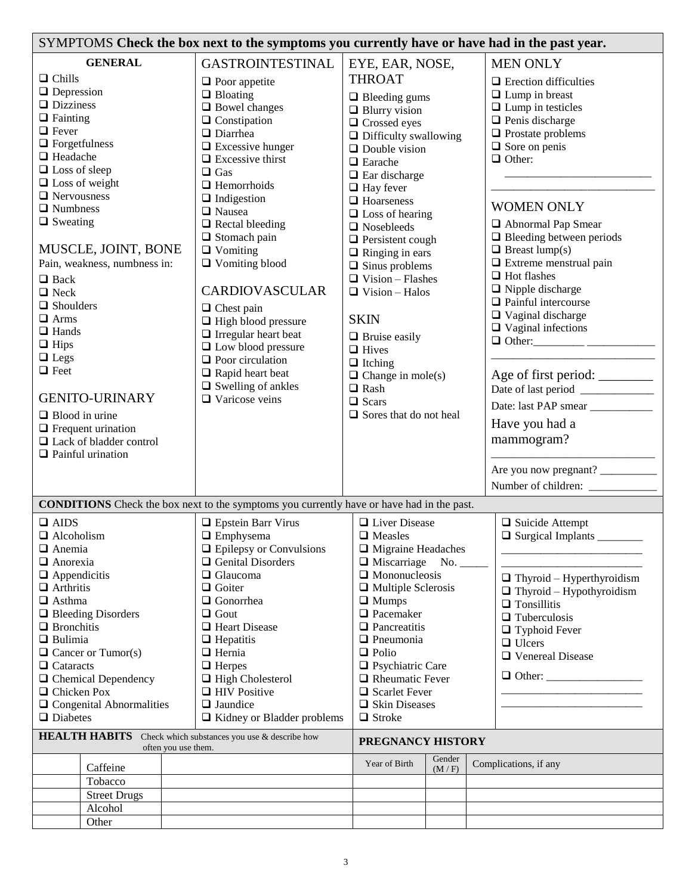## SYMPTOMS **Check the box next to the symptoms you currently have or have had in the past year.**

### GENERAL

- ❑ Chills
- ❑ Depression
- ❑ Dizziness
- ❑ Fainting
- ❑ Fever
- ❑ Forgetfulness
- ❑ Headache
- ❑ Loss of sleep
- ❑ Loss of weight
- ❑ Nervousness
- ❑ Numbness
- ❑ Sweating

### MUSCLE, JOINT, BONE

Pain, weakness, numbness in:

- ❑ Back
- ❑ Neck
- ❑ Shoulders
- ❑ Arms
- ❑ Hands
- ❑ Hips
- ❑ Legs
- ❑ Feet

### GENITO-URINARY

- ❑ Blood in urine
- ❑ Frequent urination
- ❑ Lack of bladder control
- ❑ Painful urination

### GASTROINTESTINAL

- ❑ Poor appetite
- ❑ Bloating
- ❑ Bowel changes
- ❑ Constipation
- ❑ Diarrhea
- ❑ Excessive hunger
- ❑ Excessive thirst
- ❑ Gas
- ❑ Hemorrhoids
- ❑ Indigestion
- ❑ Nausea
- ❑ Rectal bleeding
- ❑ Stomach pain
- ❑ Vomiting
- ❑ Vomiting blood

### CARDIOVASCULAR

- ❑ Chest pain
- ❑ High blood pressure
- ❑ Irregular heart beat
- ❑ Low blood pressure
- ❑ Poor circulation
- ❑ Rapid heart beat
- ❑ Swelling of ankles
- ❑ Varicose veins

### EYE, EAR, NOSE, THROAT

- ❑ Bleeding gums
- ❑ Blurry vision
- ❑ Crossed eyes
- ❑ Difficulty swallowing
- ❑ Double vision
- ❑ Earache
- ❑ Ear discharge
- ❑ Hay fever
- ❑ Hoarseness
- ❑ Loss of hearing
- ❑ Nosebleeds
- ❑ Persistent cough
- ❑ Ringing in ears
- ❑ Sinus problems
- ❑ Vision – Flashes
- ❑ Vision – Halos

### SKIN

- ❑ Bruise easily
- ❑ Hives
- ❑ Itching
- ❑ Change in mole(s)
- ❑ Rash
- ❑ Scars
- ❑ Sores that do not heal

### MEN ONLY

- ❑ Erection difficulties
- ❑ Lump in breast
- ❑ Lump in testicles
- ❑ Penis discharge
- ❑ Prostate problems
- ❑ Sore on penis
- ❑ Other: ________________________

____________________________

### WOMEN ONLY

- ❑ Abnormal Pap Smear
- ❑ Bleeding between periods
- ❑ Breast lump(s)
- ❑ Extreme menstrual pain
- ❑ Hot flashes
- ❑ Nipple discharge
- ❑ Painful intercourse
- ❑ Vaginal discharge
- ❑ Vaginal infections
- ❑ Other:_________ ____________

____________________________

Age of first period: ________

Date of last period ____________

Date: last PAP smear ___________

Have you had a mammogram?

____________________________

Are you now pregnant? __________

Number of children: ____________

## **CONDITIONS** Check the box next to the symptoms you currently have or have had in the past.

- ❑ AIDS
- ❑ Alcoholism
- ❑ Anemia
- ❑ Anorexia
- ❑ Appendicitis
- ❑ Arthritis
- ❑ Asthma
- ❑ Bleeding Disorders
- ❑ Bronchitis
- ❑ Bulimia
- ❑ Cancer or Tumor(s)
- ❑ Cataracts
- ❑ Chemical Dependency
- ❑ Chicken Pox
- ❑ Congenital Abnormalities
- ❑ Diabetes
- ❑ Epstein Barr Virus
- ❑ Emphysema
- ❑ Epilepsy or Convulsions
- ❑ Genital Disorders
- ❑ Glaucoma
- ❑ Goiter
- ❑ Gonorrhea
- ❑ Gout
- ❑ Heart Disease
- ❑ Hepatitis
- ❑ Hernia
- ❑ Herpes
- ❑ High Cholesterol
- ❑ HIV Positive
- ❑ Jaundice
- ❑ Kidney or Bladder problems
- ❑ Liver Disease
- ❑ Measles
- ❑ Migraine Headaches
- ❑ Miscarriage No. _____
- ❑ Mononucleosis
- ❑ Multiple Sclerosis
- ❑ Mumps
- ❑ Pacemaker
- ❑ Pancreatitis
- ❑ Pneumonia
- ❑ Polio
- ❑ Psychiatric Care
- ❑ Rheumatic Fever
- ❑ Scarlet Fever
- ❑ Skin Diseases
- ❑ Stroke
- ❑ Suicide Attempt
- ❑ Surgical Implants ________

________________________

________________________

- ❑ Thyroid – Hyperthyroidism
- ❑ Thyroid – Hypothyroidism
- ❑ Tonsillitis
- ❑ Tuberculosis
- ❑ Typhoid Fever
- ❑ Ulcers
- ❑ Venereal Disease
- ❑ Other: ________________

________________________

________________________

## **HEALTH HABITS** Check which substances you use & describe how often you use them.

| | | |
|---|---|---|
| | Caffeine | |
| | Tobacco | |
| | Street Drugs | |
| | Alcohol | |
| | Other | |

## **PREGNANCY HISTORY**

| Year of Birth | Gender (M / F) | Complications, if any |
|---|---|---|
| | | |
| | | |
| | | |
| | | |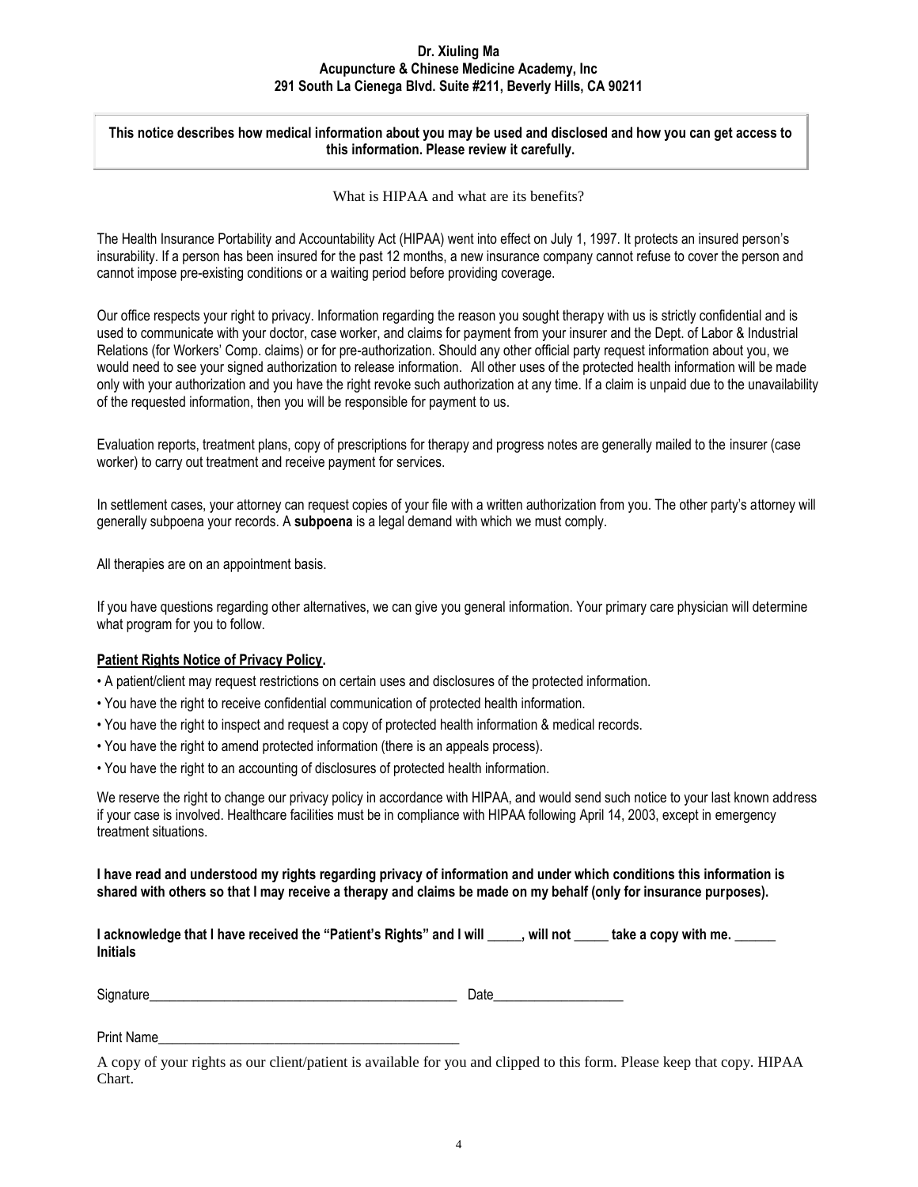**Dr. Xiuling Ma**
**Acupuncture & Chinese Medicine Academy, Inc**
**291 South La Cienega Blvd. Suite #211, Beverly Hills, CA 90211**

**This notice describes how medical information about you may be used and disclosed and how you can get access to this information. Please review it carefully.**

## What is HIPAA and what are its benefits?

The Health Insurance Portability and Accountability Act (HIPAA) went into effect on July 1, 1997. It protects an insured person's insurability. If a person has been insured for the past 12 months, a new insurance company cannot refuse to cover the person and cannot impose pre-existing conditions or a waiting period before providing coverage.

Our office respects your right to privacy. Information regarding the reason you sought therapy with us is strictly confidential and is used to communicate with your doctor, case worker, and claims for payment from your insurer and the Dept. of Labor & Industrial Relations (for Workers' Comp. claims) or for pre-authorization. Should any other official party request information about you, we would need to see your signed authorization to release information. All other uses of the protected health information will be made only with your authorization and you have the right revoke such authorization at any time. If a claim is unpaid due to the unavailability of the requested information, then you will be responsible for payment to us.

Evaluation reports, treatment plans, copy of prescriptions for therapy and progress notes are generally mailed to the insurer (case worker) to carry out treatment and receive payment for services.

In settlement cases, your attorney can request copies of your file with a written authorization from you. The other party's attorney will generally subpoena your records. A **subpoena** is a legal demand with which we must comply.

All therapies are on an appointment basis.

If you have questions regarding other alternatives, we can give you general information. Your primary care physician will determine what program for you to follow.

**Patient Rights Notice of Privacy Policy.**

- A patient/client may request restrictions on certain uses and disclosures of the protected information.
- You have the right to receive confidential communication of protected health information.
- You have the right to inspect and request a copy of protected health information & medical records.
- You have the right to amend protected information (there is an appeals process).
- You have the right to an accounting of disclosures of protected health information.

We reserve the right to change our privacy policy in accordance with HIPAA, and would send such notice to your last known address if your case is involved. Healthcare facilities must be in compliance with HIPAA following April 14, 2003, except in emergency treatment situations.

**I have read and understood my rights regarding privacy of information and under which conditions this information is shared with others so that I may receive a therapy and claims be made on my behalf (only for insurance purposes).**

**I acknowledge that I have received the "Patient's Rights" and I will _____, will not _____ take a copy with me. ______ Initials**

Signature_______________________________________________ Date___________________

Print Name_____________________________________________

A copy of your rights as our client/patient is available for you and clipped to this form. Please keep that copy. HIPAA Chart.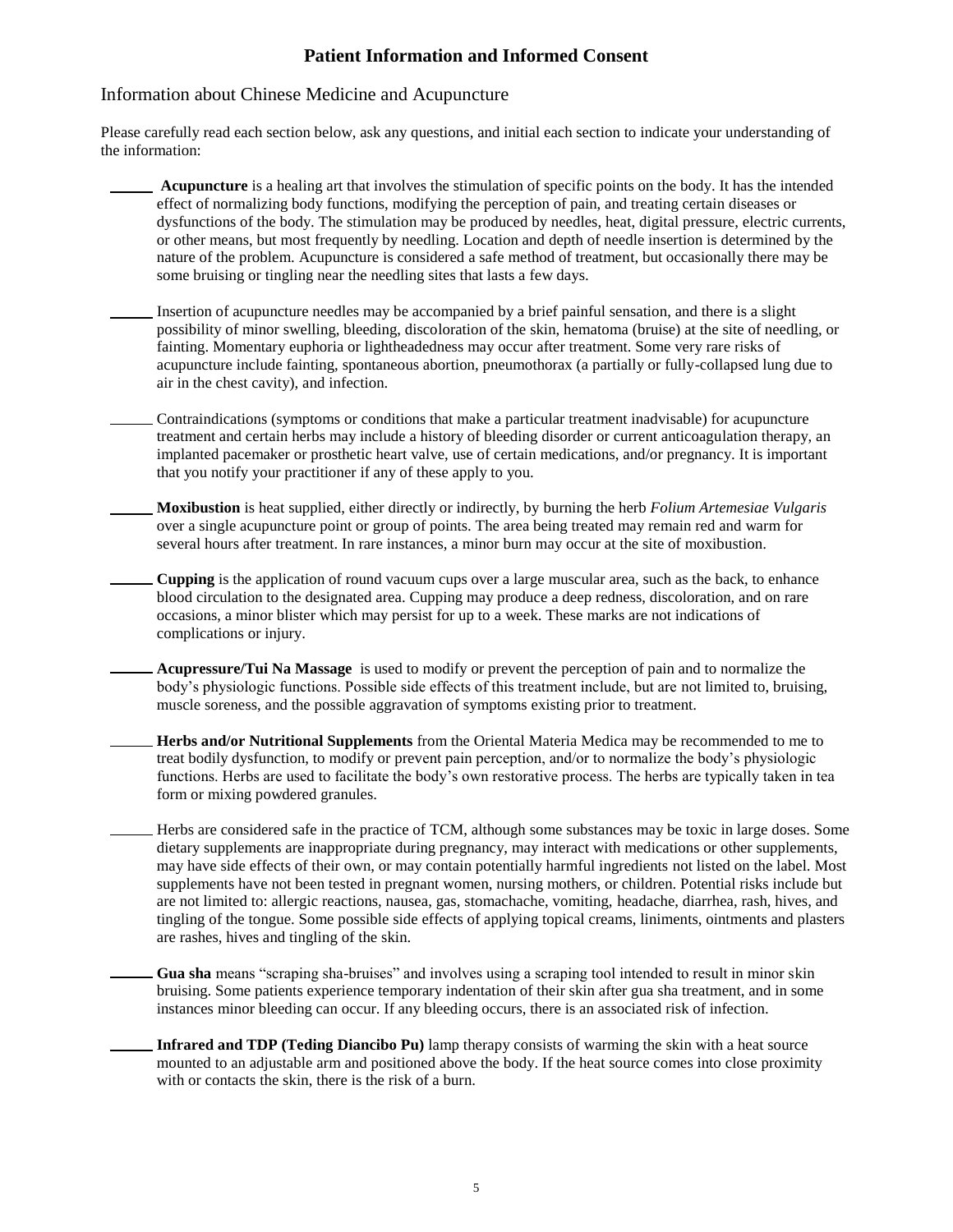## Patient Information and Informed Consent

### Information about Chinese Medicine and Acupuncture

Please carefully read each section below, ask any questions, and initial each section to indicate your understanding of the information:

______ **Acupuncture** is a healing art that involves the stimulation of specific points on the body. It has the intended effect of normalizing body functions, modifying the perception of pain, and treating certain diseases or dysfunctions of the body. The stimulation may be produced by needles, heat, digital pressure, electric currents, or other means, but most frequently by needling. Location and depth of needle insertion is determined by the nature of the problem. Acupuncture is considered a safe method of treatment, but occasionally there may be some bruising or tingling near the needling sites that lasts a few days.

______ Insertion of acupuncture needles may be accompanied by a brief painful sensation, and there is a slight possibility of minor swelling, bleeding, discoloration of the skin, hematoma (bruise) at the site of needling, or fainting. Momentary euphoria or lightheadedness may occur after treatment. Some very rare risks of acupuncture include fainting, spontaneous abortion, pneumothorax (a partially or fully-collapsed lung due to air in the chest cavity), and infection.

______ Contraindications (symptoms or conditions that make a particular treatment inadvisable) for acupuncture treatment and certain herbs may include a history of bleeding disorder or current anticoagulation therapy, an implanted pacemaker or prosthetic heart valve, use of certain medications, and/or pregnancy. It is important that you notify your practitioner if any of these apply to you.

______ **Moxibustion** is heat supplied, either directly or indirectly, by burning the herb *Folium Artemesiae Vulgaris* over a single acupuncture point or group of points. The area being treated may remain red and warm for several hours after treatment. In rare instances, a minor burn may occur at the site of moxibustion.

______ **Cupping** is the application of round vacuum cups over a large muscular area, such as the back, to enhance blood circulation to the designated area. Cupping may produce a deep redness, discoloration, and on rare occasions, a minor blister which may persist for up to a week. These marks are not indications of complications or injury.

______ **Acupressure/Tui Na Massage** is used to modify or prevent the perception of pain and to normalize the body's physiologic functions. Possible side effects of this treatment include, but are not limited to, bruising, muscle soreness, and the possible aggravation of symptoms existing prior to treatment.

______ **Herbs and/or Nutritional Supplements** from the Oriental Materia Medica may be recommended to me to treat bodily dysfunction, to modify or prevent pain perception, and/or to normalize the body's physiologic functions. Herbs are used to facilitate the body's own restorative process. The herbs are typically taken in tea form or mixing powdered granules.

______ Herbs are considered safe in the practice of TCM, although some substances may be toxic in large doses. Some dietary supplements are inappropriate during pregnancy, may interact with medications or other supplements, may have side effects of their own, or may contain potentially harmful ingredients not listed on the label. Most supplements have not been tested in pregnant women, nursing mothers, or children. Potential risks include but are not limited to: allergic reactions, nausea, gas, stomachache, vomiting, headache, diarrhea, rash, hives, and tingling of the tongue. Some possible side effects of applying topical creams, liniments, ointments and plasters are rashes, hives and tingling of the skin.

______ **Gua sha** means "scraping sha-bruises" and involves using a scraping tool intended to result in minor skin bruising. Some patients experience temporary indentation of their skin after gua sha treatment, and in some instances minor bleeding can occur. If any bleeding occurs, there is an associated risk of infection.

______ **Infrared and TDP (Teding Diancibo Pu)** lamp therapy consists of warming the skin with a heat source mounted to an adjustable arm and positioned above the body. If the heat source comes into close proximity with or contacts the skin, there is the risk of a burn.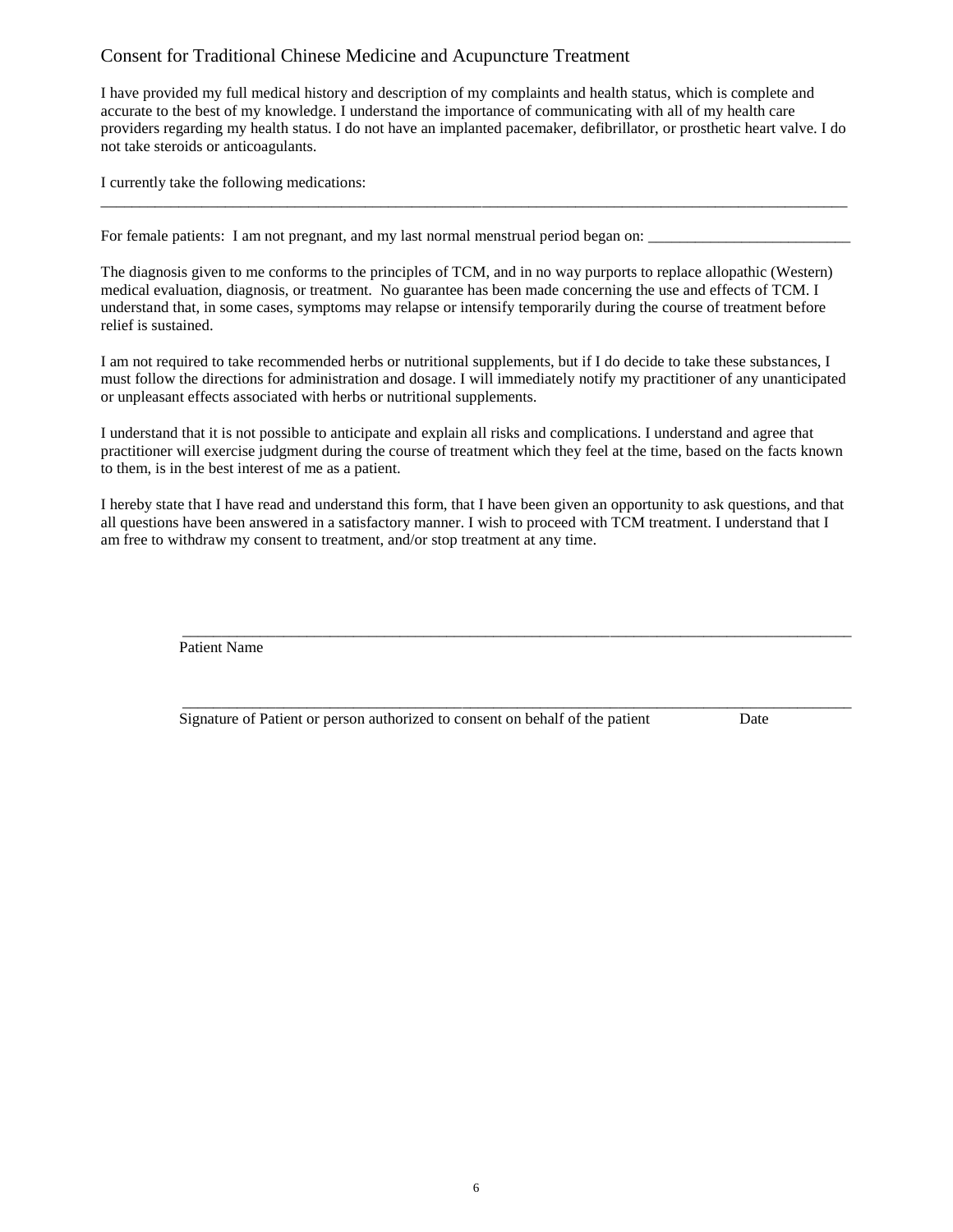## Consent for Traditional Chinese Medicine and Acupuncture Treatment

I have provided my full medical history and description of my complaints and health status, which is complete and accurate to the best of my knowledge. I understand the importance of communicating with all of my health care providers regarding my health status. I do not have an implanted pacemaker, defibrillator, or prosthetic heart valve. I do not take steroids or anticoagulants.

I currently take the following medications:

_______________________________________________________________________________________________

For female patients: I am not pregnant, and my last normal menstrual period began on: ________________________

The diagnosis given to me conforms to the principles of TCM, and in no way purports to replace allopathic (Western) medical evaluation, diagnosis, or treatment. No guarantee has been made concerning the use and effects of TCM. I understand that, in some cases, symptoms may relapse or intensify temporarily during the course of treatment before relief is sustained.

I am not required to take recommended herbs or nutritional supplements, but if I do decide to take these substances, I must follow the directions for administration and dosage. I will immediately notify my practitioner of any unanticipated or unpleasant effects associated with herbs or nutritional supplements.

I understand that it is not possible to anticipate and explain all risks and complications. I understand and agree that practitioner will exercise judgment during the course of treatment which they feel at the time, based on the facts known to them, is in the best interest of me as a patient.

I hereby state that I have read and understand this form, that I have been given an opportunity to ask questions, and that all questions have been answered in a satisfactory manner. I wish to proceed with TCM treatment. I understand that I am free to withdraw my consent to treatment, and/or stop treatment at any time.

_______________________________________________________________________________

Patient Name

_______________________________________________________________________________

Signature of Patient or person authorized to consent on behalf of the patient          Date